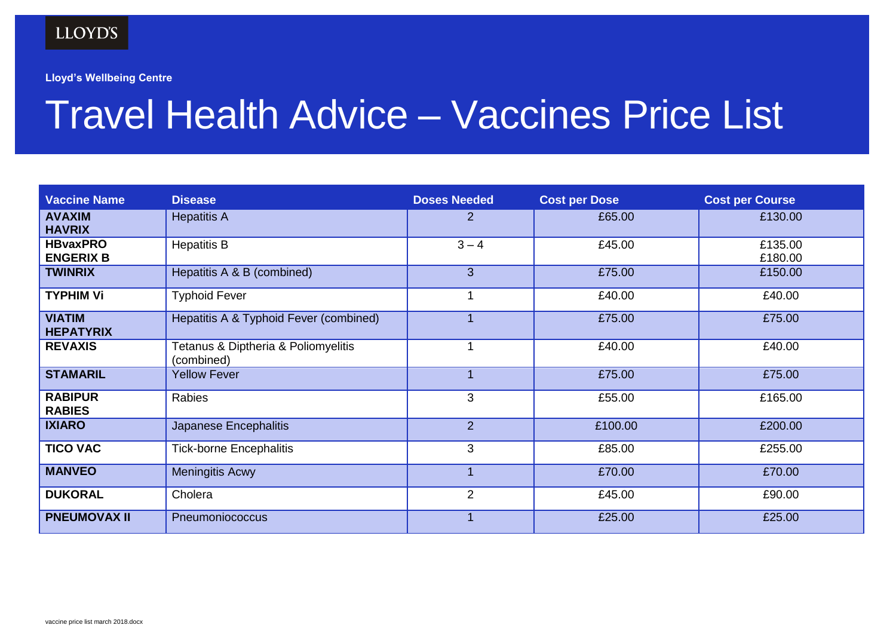LLOYD'S

**Lloyd's Wellbeing Centre**

# Travel Health Advice – Vaccines Price List

| Vaccine Name | Disease | Doses Needed | Cost per Dose | Cost per Course |
|---|---|---|---|---|
| **AVAXIM HAVRIX** | Hepatitis A | 2 | £65.00 | £130.00 |
| **HBvaxPRO ENGERIX B** | Hepatitis B | 3 – 4 | £45.00 | £135.00 £180.00 |
| **TWINRIX** | Hepatitis A & B (combined) | 3 | £75.00 | £150.00 |
| **TYPHIM Vi** | Typhoid Fever | 1 | £40.00 | £40.00 |
| **VIATIM HEPATYRIX** | Hepatitis A & Typhoid Fever (combined) | 1 | £75.00 | £75.00 |
| **REVAXIS** | Tetanus & Diptheria & Poliomyelitis (combined) | 1 | £40.00 | £40.00 |
| **STAMARIL** | Yellow Fever | 1 | £75.00 | £75.00 |
| **RABIPUR RABIES** | Rabies | 3 | £55.00 | £165.00 |
| **IXIARO** | Japanese Encephalitis | 2 | £100.00 | £200.00 |
| **TICO VAC** | Tick-borne Encephalitis | 3 | £85.00 | £255.00 |
| **MANVEO** | Meningitis Acwy | 1 | £70.00 | £70.00 |
| **DUKORAL** | Cholera | 2 | £45.00 | £90.00 |
| **PNEUMOVAX II** | Pneumoniococcus | 1 | £25.00 | £25.00 |

vaccine price list march 2018.docx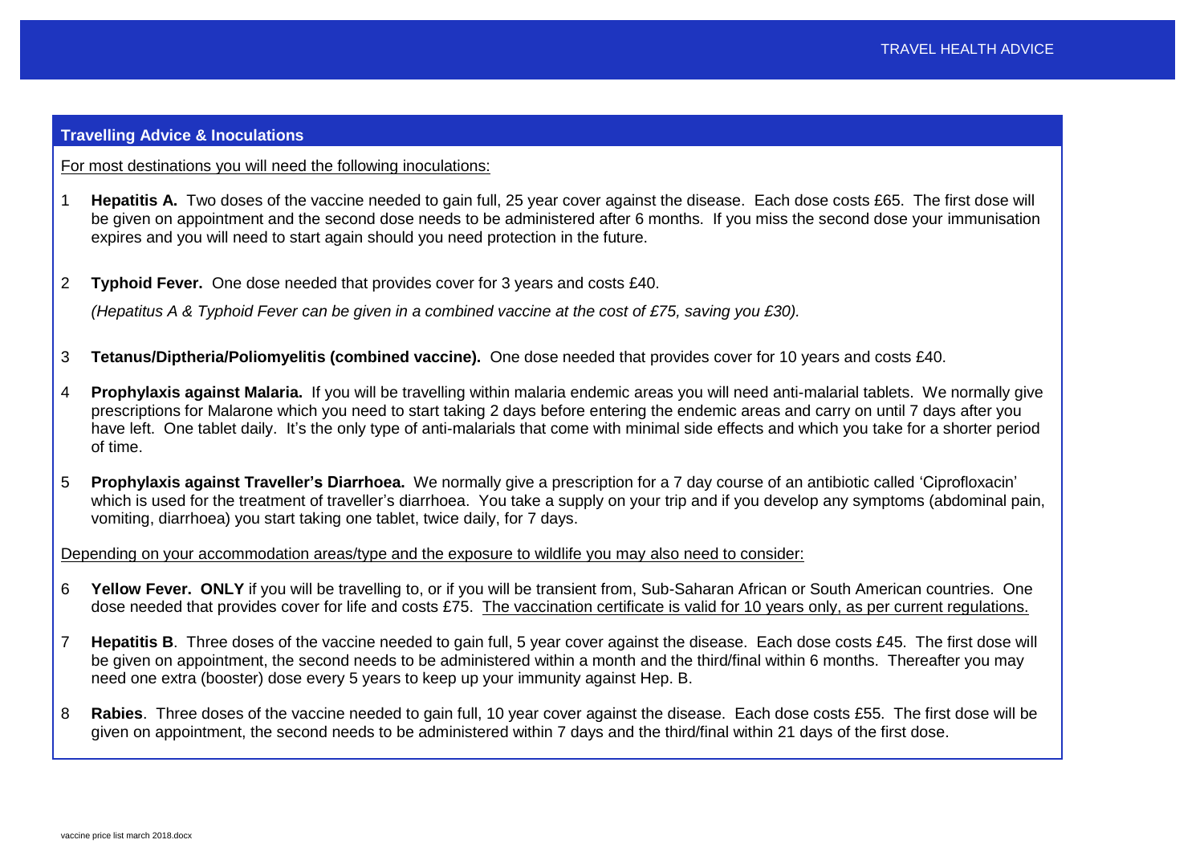## Travelling Advice & Inoculations

For most destinations you will need the following inoculations:

1. **Hepatitis A.** Two doses of the vaccine needed to gain full, 25 year cover against the disease. Each dose costs £65. The first dose will be given on appointment and the second dose needs to be administered after 6 months. If you miss the second dose your immunisation expires and you will need to start again should you need protection in the future.

2. **Typhoid Fever.** One dose needed that provides cover for 3 years and costs £40.

   *(Hepatitus A & Typhoid Fever can be given in a combined vaccine at the cost of £75, saving you £30).*

3. **Tetanus/Diptheria/Poliomyelitis (combined vaccine).** One dose needed that provides cover for 10 years and costs £40.

4. **Prophylaxis against Malaria.** If you will be travelling within malaria endemic areas you will need anti-malarial tablets. We normally give prescriptions for Malarone which you need to start taking 2 days before entering the endemic areas and carry on until 7 days after you have left. One tablet daily. It's the only type of anti-malarials that come with minimal side effects and which you take for a shorter period of time.

5. **Prophylaxis against Traveller's Diarrhoea.** We normally give a prescription for a 7 day course of an antibiotic called 'Ciprofloxacin' which is used for the treatment of traveller's diarrhoea. You take a supply on your trip and if you develop any symptoms (abdominal pain, vomiting, diarrhoea) you start taking one tablet, twice daily, for 7 days.

Depending on your accommodation areas/type and the exposure to wildlife you may also need to consider:

6. **Yellow Fever. ONLY** if you will be travelling to, or if you will be transient from, Sub-Saharan African or South American countries. One dose needed that provides cover for life and costs £75. The vaccination certificate is valid for 10 years only, as per current regulations.

7. **Hepatitis B**. Three doses of the vaccine needed to gain full, 5 year cover against the disease. Each dose costs £45. The first dose will be given on appointment, the second needs to be administered within a month and the third/final within 6 months. Thereafter you may need one extra (booster) dose every 5 years to keep up your immunity against Hep. B.

8. **Rabies**. Three doses of the vaccine needed to gain full, 10 year cover against the disease. Each dose costs £55. The first dose will be given on appointment, the second needs to be administered within 7 days and the third/final within 21 days of the first dose.